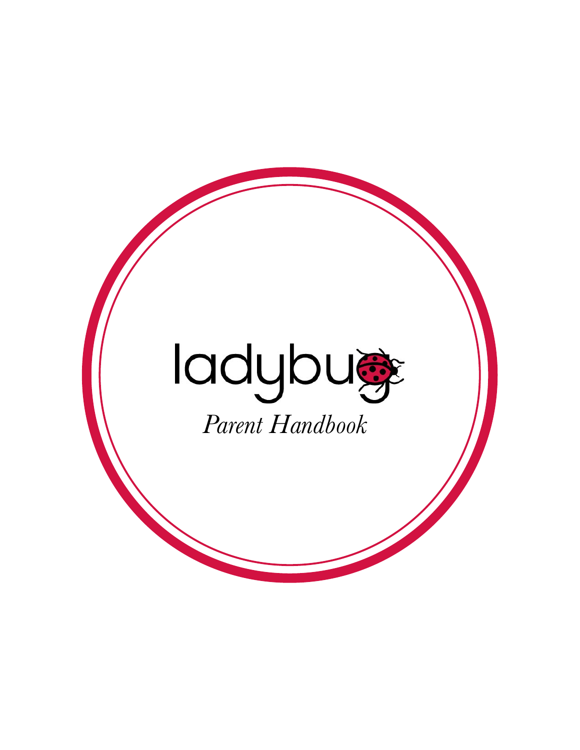# ladybug

*Parent Handbook*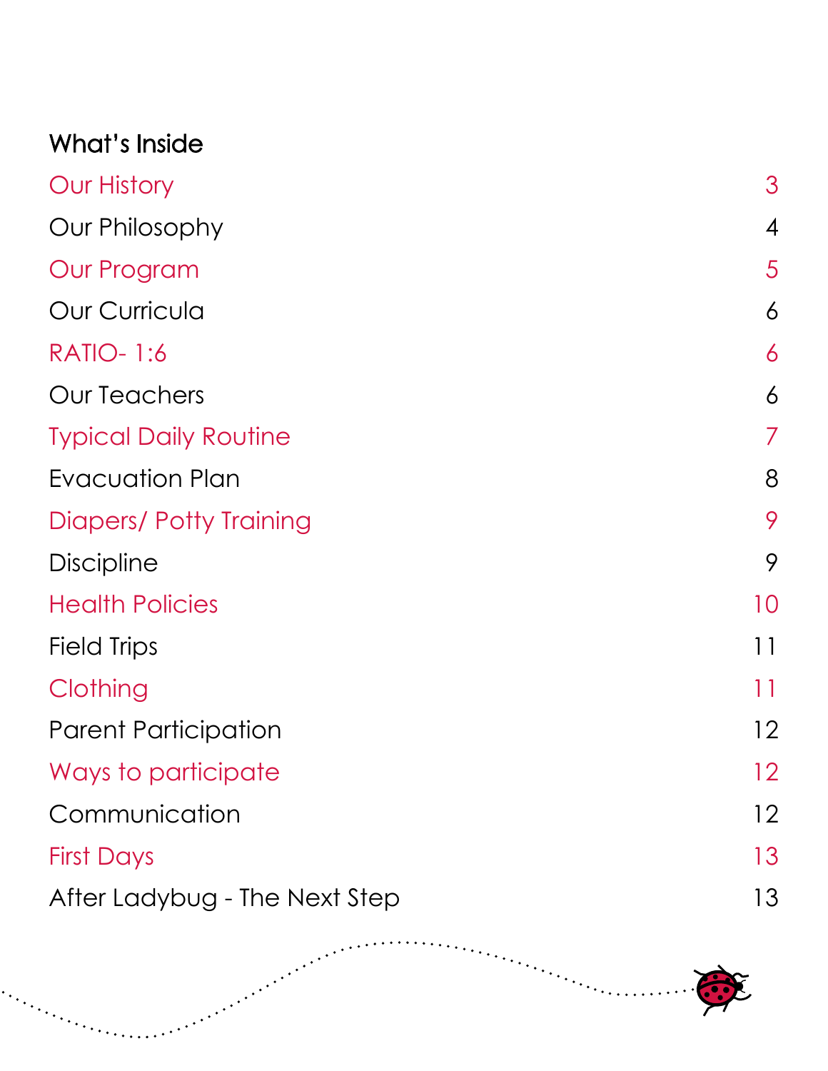## What's Inside

| | |
|---|---|
| Our History | 3 |
| Our Philosophy | 4 |
| Our Program | 5 |
| Our Curricula | 6 |
| RATIO- 1:6 | 6 |
| Our Teachers | 6 |
| Typical Daily Routine | 7 |
| Evacuation Plan | 8 |
| Diapers/ Potty Training | 9 |
| Discipline | 9 |
| Health Policies | 10 |
| Field Trips | 11 |
| Clothing | 11 |
| Parent Participation | 12 |
| Ways to participate | 12 |
| Communication | 12 |
| First Days | 13 |
| After Ladybug - The Next Step | 13 |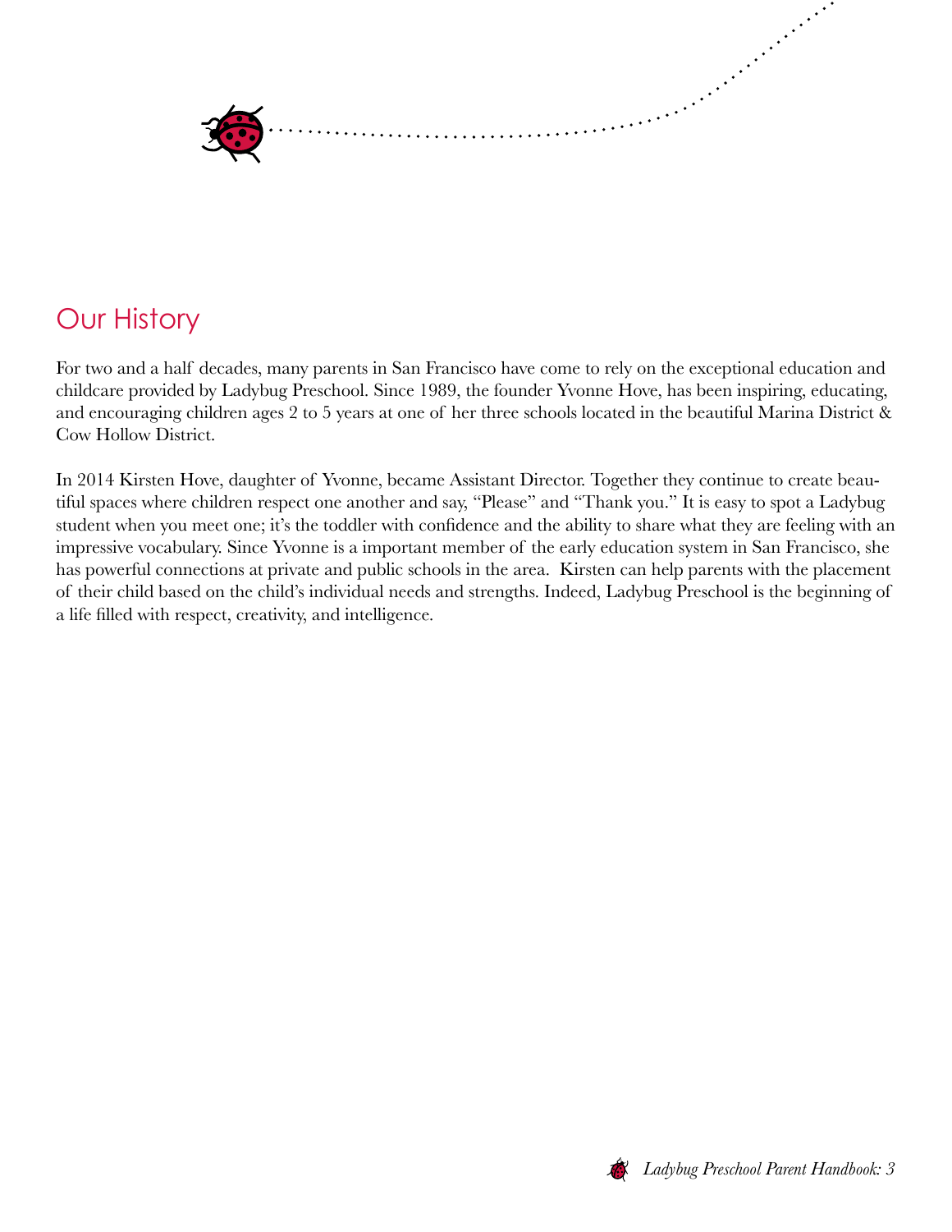## Our History

For two and a half decades, many parents in San Francisco have come to rely on the exceptional education and childcare provided by Ladybug Preschool. Since 1989, the founder Yvonne Hove, has been inspiring, educating, and encouraging children ages 2 to 5 years at one of her three schools located in the beautiful Marina District & Cow Hollow District.

In 2014 Kirsten Hove, daughter of Yvonne, became Assistant Director. Together they continue to create beautiful spaces where children respect one another and say, "Please" and "Thank you." It is easy to spot a Ladybug student when you meet one; it's the toddler with confidence and the ability to share what they are feeling with an impressive vocabulary. Since Yvonne is a important member of the early education system in San Francisco, she has powerful connections at private and public schools in the area. Kirsten can help parents with the placement of their child based on the child's individual needs and strengths. Indeed, Ladybug Preschool is the beginning of a life filled with respect, creativity, and intelligence.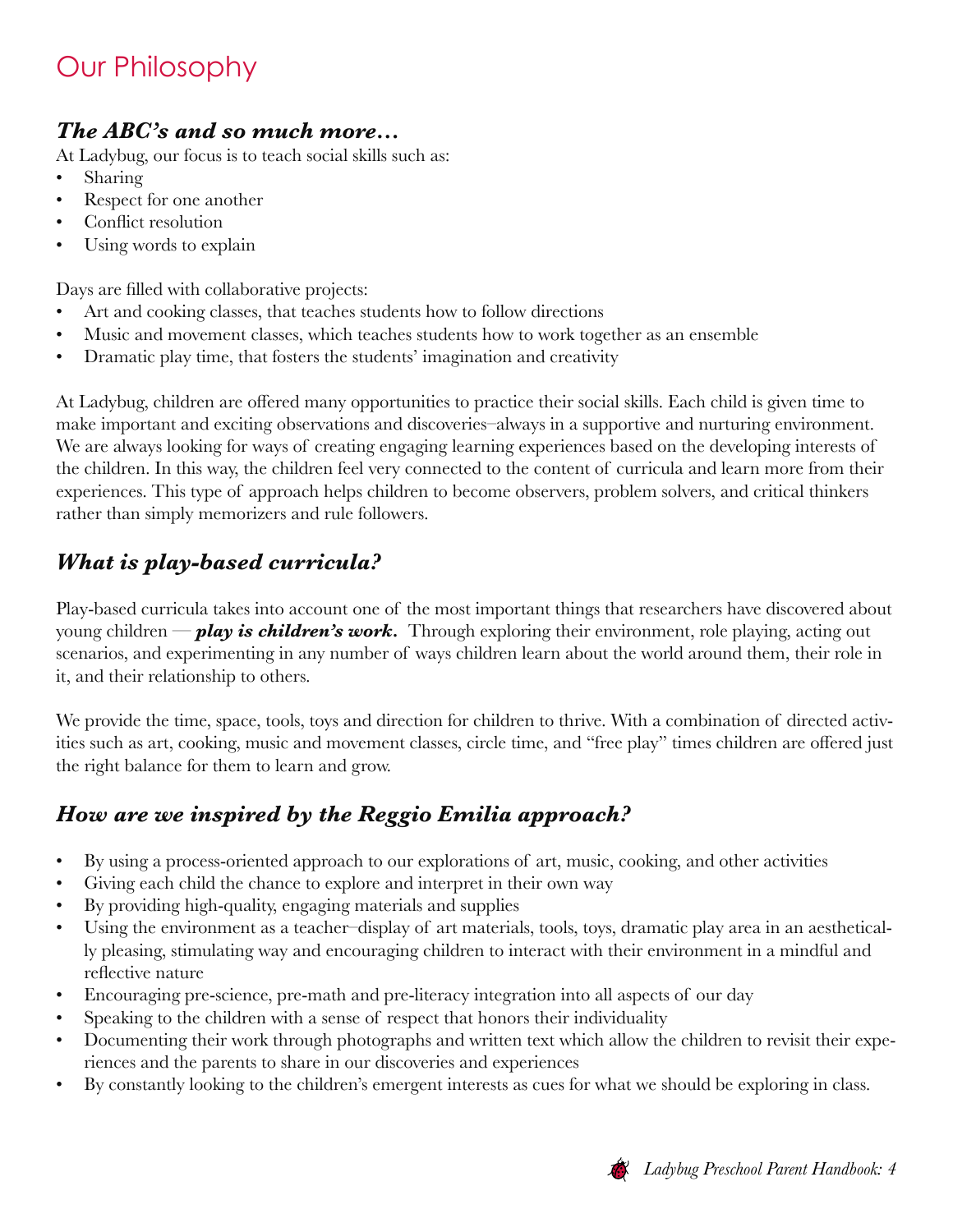# Our Philosophy

### *The ABC's and so much more…*

At Ladybug, our focus is to teach social skills such as:

- Sharing
- Respect for one another
- Conflict resolution
- Using words to explain

Days are filled with collaborative projects:

- Art and cooking classes, that teaches students how to follow directions
- Music and movement classes, which teaches students how to work together as an ensemble
- Dramatic play time, that fosters the students' imagination and creativity

At Ladybug, children are offered many opportunities to practice their social skills. Each child is given time to make important and exciting observations and discoveries–always in a supportive and nurturing environment. We are always looking for ways of creating engaging learning experiences based on the developing interests of the children. In this way, the children feel very connected to the content of curricula and learn more from their experiences. This type of approach helps children to become observers, problem solvers, and critical thinkers rather than simply memorizers and rule followers.

## *What is play-based curricula?*

Play-based curricula takes into account one of the most important things that researchers have discovered about young children — ***play is children's work.*** Through exploring their environment, role playing, acting out scenarios, and experimenting in any number of ways children learn about the world around them, their role in it, and their relationship to others.

We provide the time, space, tools, toys and direction for children to thrive. With a combination of directed activities such as art, cooking, music and movement classes, circle time, and "free play" times children are offered just the right balance for them to learn and grow.

## *How are we inspired by the Reggio Emilia approach?*

- By using a process-oriented approach to our explorations of art, music, cooking, and other activities
- Giving each child the chance to explore and interpret in their own way
- By providing high-quality, engaging materials and supplies
- Using the environment as a teacher–display of art materials, tools, toys, dramatic play area in an aesthetically pleasing, stimulating way and encouraging children to interact with their environment in a mindful and reflective nature
- Encouraging pre-science, pre-math and pre-literacy integration into all aspects of our day
- Speaking to the children with a sense of respect that honors their individuality
- Documenting their work through photographs and written text which allow the children to revisit their experiences and the parents to share in our discoveries and experiences
- By constantly looking to the children's emergent interests as cues for what we should be exploring in class.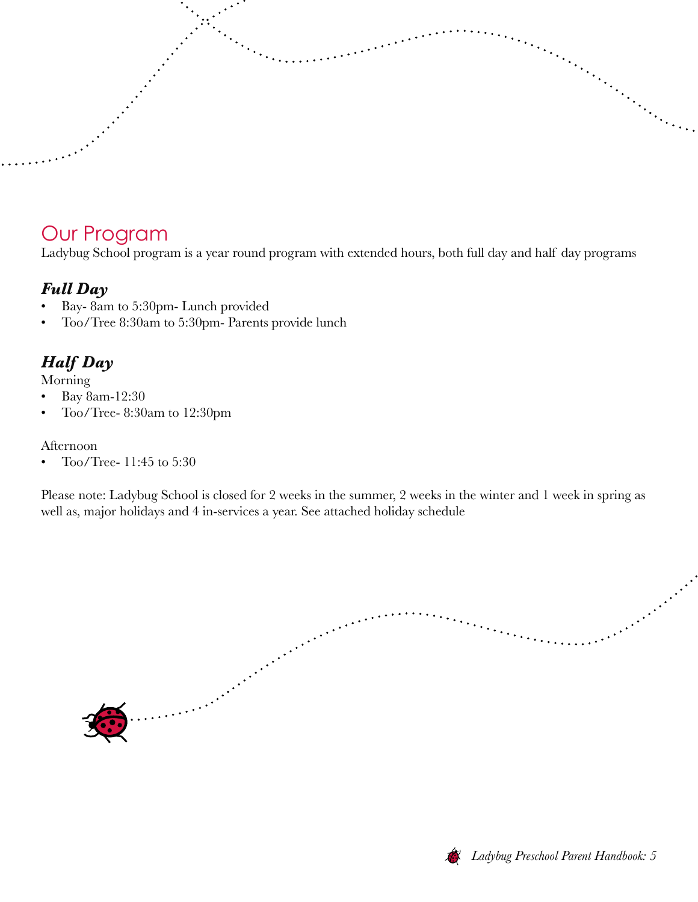# Our Program

Ladybug School program is a year round program with extended hours, both full day and half day programs

## *Full Day*

- Bay- 8am to 5:30pm- Lunch provided
- Too/Tree 8:30am to 5:30pm- Parents provide lunch

## *Half Day*

Morning

- Bay 8am-12:30
- Too/Tree- 8:30am to 12:30pm

Afternoon

- Too/Tree- 11:45 to 5:30

Please note: Ladybug School is closed for 2 weeks in the summer, 2 weeks in the winter and 1 week in spring as well as, major holidays and 4 in-services a year. See attached holiday schedule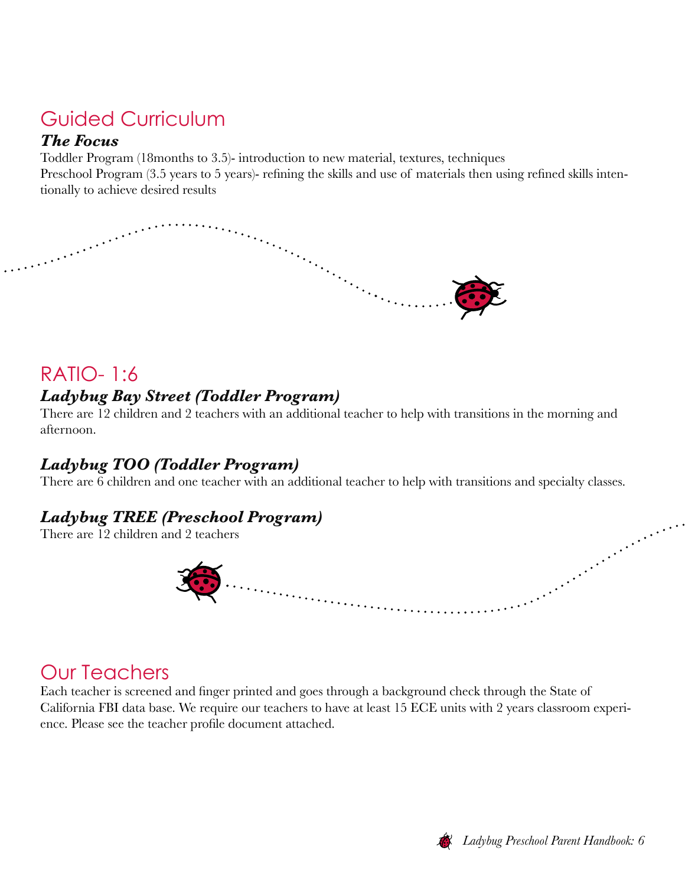## Guided Curriculum

### *The Focus*

Toddler Program (18months to 3.5)- introduction to new material, textures, techniques
Preschool Program (3.5 years to 5 years)- refining the skills and use of materials then using refined skills intentionally to achieve desired results

## RATIO- 1:6

### *Ladybug Bay Street (Toddler Program)*

There are 12 children and 2 teachers with an additional teacher to help with transitions in the morning and afternoon.

### *Ladybug TOO (Toddler Program)*

There are 6 children and one teacher with an additional teacher to help with transitions and specialty classes.

### *Ladybug TREE (Preschool Program)*

There are 12 children and 2 teachers

## Our Teachers

Each teacher is screened and finger printed and goes through a background check through the State of California FBI data base. We require our teachers to have at least 15 ECE units with 2 years classroom experience. Please see the teacher profile document attached.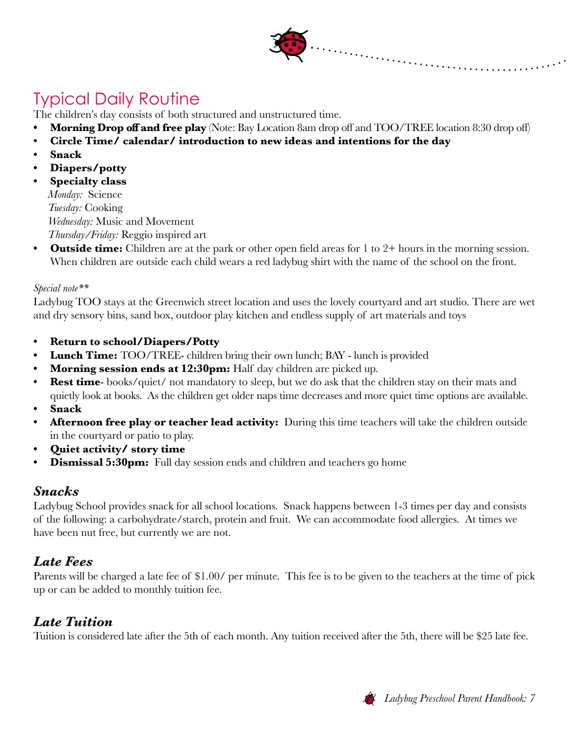# Typical Daily Routine

The children's day consists of both structured and unstructured time.

- **Morning Drop off and free play** (Note: Bay Location 8am drop off and TOO/TREE location 8:30 drop off)
- **Circle Time/ calendar/ introduction to new ideas and intentions for the day**
- **Snack**
- **Diapers/potty**
- **Specialty class**

  *Monday:* Science
  *Tuesday:* Cooking
  *Wednesday:* Music and Movement
  *Thursday/Friday:* Reggio inspired art

- **Outside time:** Children are at the park or other open field areas for 1 to 2+ hours in the morning session. When children are outside each child wears a red ladybug shirt with the name of the school on the front.

*Special note***

Ladybug TOO stays at the Greenwich street location and uses the lovely courtyard and art studio. There are wet and dry sensory bins, sand box, outdoor play kitchen and endless supply of art materials and toys

- **Return to school/Diapers/Potty**
- **Lunch Time:** TOO/TREE- children bring their own lunch; BAY - lunch is provided
- **Morning session ends at 12:30pm:** Half day children are picked up.
- **Rest time**- books/quiet/ not mandatory to sleep, but we do ask that the children stay on their mats and quietly look at books. As the children get older naps time decreases and more quiet time options are available.
- **Snack**
- **Afternoon free play or teacher lead activity:** During this time teachers will take the children outside in the courtyard or patio to play.
- **Quiet activity/ story time**
- **Dismissal 5:30pm:** Full day session ends and children and teachers go home

## *Snacks*

Ladybug School provides snack for all school locations. Snack happens between 1-3 times per day and consists of the following: a carbohydrate/starch, protein and fruit. We can accommodate food allergies. At times we have been nut free, but currently we are not.

## *Late Fees*

Parents will be charged a late fee of $1.00/ per minute. This fee is to be given to the teachers at the time of pick up or can be added to monthly tuition fee.

## *Late Tuition*

Tuition is considered late after the 5th of each month. Any tuition received after the 5th, there will be $25 late fee.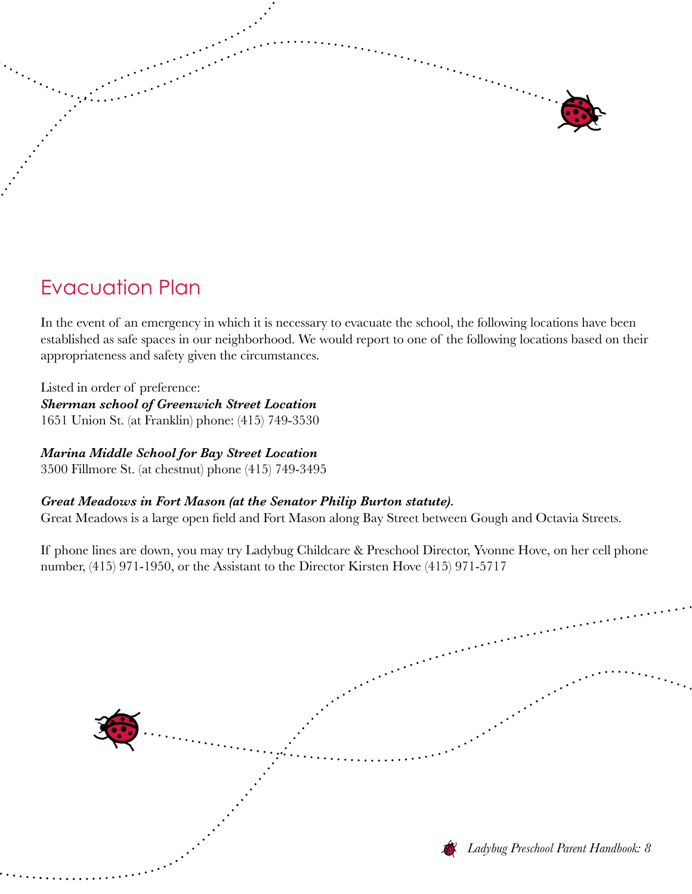# Evacuation Plan

In the event of an emergency in which it is necessary to evacuate the school, the following locations have been established as safe spaces in our neighborhood. We would report to one of the following locations based on their appropriateness and safety given the circumstances.

Listed in order of preference:
***Sherman school of Greenwich Street Location***
1651 Union St. (at Franklin) phone: (415) 749-3530

***Marina Middle School for Bay Street Location***
3500 Fillmore St. (at chestnut) phone (415) 749-3495

***Great Meadows in Fort Mason (at the Senator Philip Burton statute).***
Great Meadows is a large open field and Fort Mason along Bay Street between Gough and Octavia Streets.

If phone lines are down, you may try Ladybug Childcare & Preschool Director, Yvonne Hove, on her cell phone number, (415) 971-1950, or the Assistant to the Director Kirsten Hove (415) 971-5717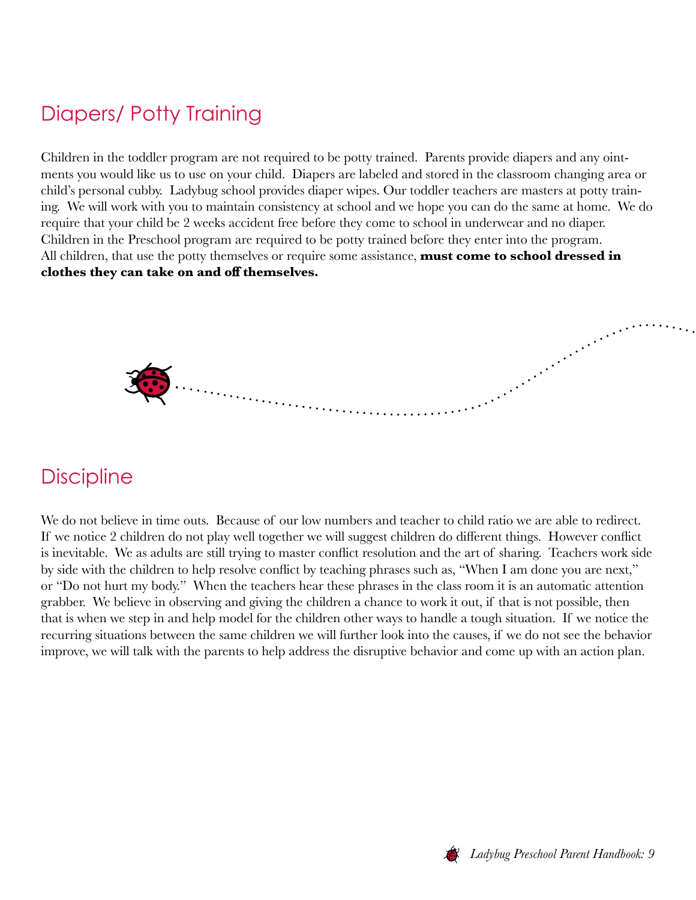## Diapers/ Potty Training

Children in the toddler program are not required to be potty trained. Parents provide diapers and any ointments you would like us to use on your child. Diapers are labeled and stored in the classroom changing area or child's personal cubby. Ladybug school provides diaper wipes. Our toddler teachers are masters at potty training. We will work with you to maintain consistency at school and we hope you can do the same at home. We do require that your child be 2 weeks accident free before they come to school in underwear and no diaper. Children in the Preschool program are required to be potty trained before they enter into the program. All children, that use the potty themselves or require some assistance, **must come to school dressed in clothes they can take on and off themselves.**

## Discipline

We do not believe in time outs. Because of our low numbers and teacher to child ratio we are able to redirect. If we notice 2 children do not play well together we will suggest children do different things. However conflict is inevitable. We as adults are still trying to master conflict resolution and the art of sharing. Teachers work side by side with the children to help resolve conflict by teaching phrases such as, "When I am done you are next," or "Do not hurt my body." When the teachers hear these phrases in the class room it is an automatic attention grabber. We believe in observing and giving the children a chance to work it out, if that is not possible, then that is when we step in and help model for the children other ways to handle a tough situation. If we notice the recurring situations between the same children we will further look into the causes, if we do not see the behavior improve, we will talk with the parents to help address the disruptive behavior and come up with an action plan.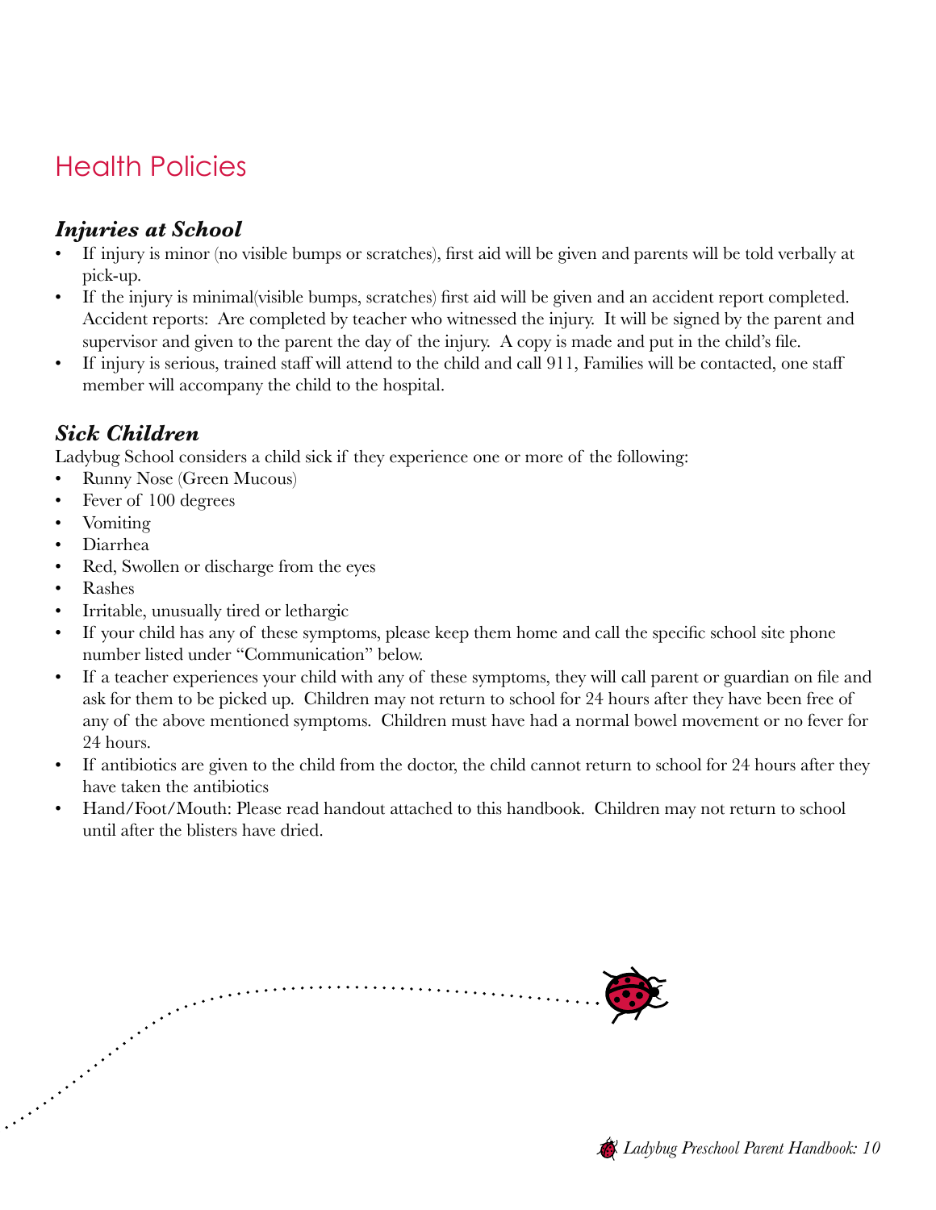# Health Policies

### *Injuries at School*

- If injury is minor (no visible bumps or scratches), first aid will be given and parents will be told verbally at pick-up.
- If the injury is minimal(visible bumps, scratches) first aid will be given and an accident report completed. Accident reports: Are completed by teacher who witnessed the injury. It will be signed by the parent and supervisor and given to the parent the day of the injury. A copy is made and put in the child's file.
- If injury is serious, trained staff will attend to the child and call 911, Families will be contacted, one staff member will accompany the child to the hospital.

### *Sick Children*

Ladybug School considers a child sick if they experience one or more of the following:

- Runny Nose (Green Mucous)
- Fever of 100 degrees
- Vomiting
- Diarrhea
- Red, Swollen or discharge from the eyes
- Rashes
- Irritable, unusually tired or lethargic
- If your child has any of these symptoms, please keep them home and call the specific school site phone number listed under "Communication" below.
- If a teacher experiences your child with any of these symptoms, they will call parent or guardian on file and ask for them to be picked up. Children may not return to school for 24 hours after they have been free of any of the above mentioned symptoms. Children must have had a normal bowel movement or no fever for 24 hours.
- If antibiotics are given to the child from the doctor, the child cannot return to school for 24 hours after they have taken the antibiotics
- Hand/Foot/Mouth: Please read handout attached to this handbook. Children may not return to school until after the blisters have dried.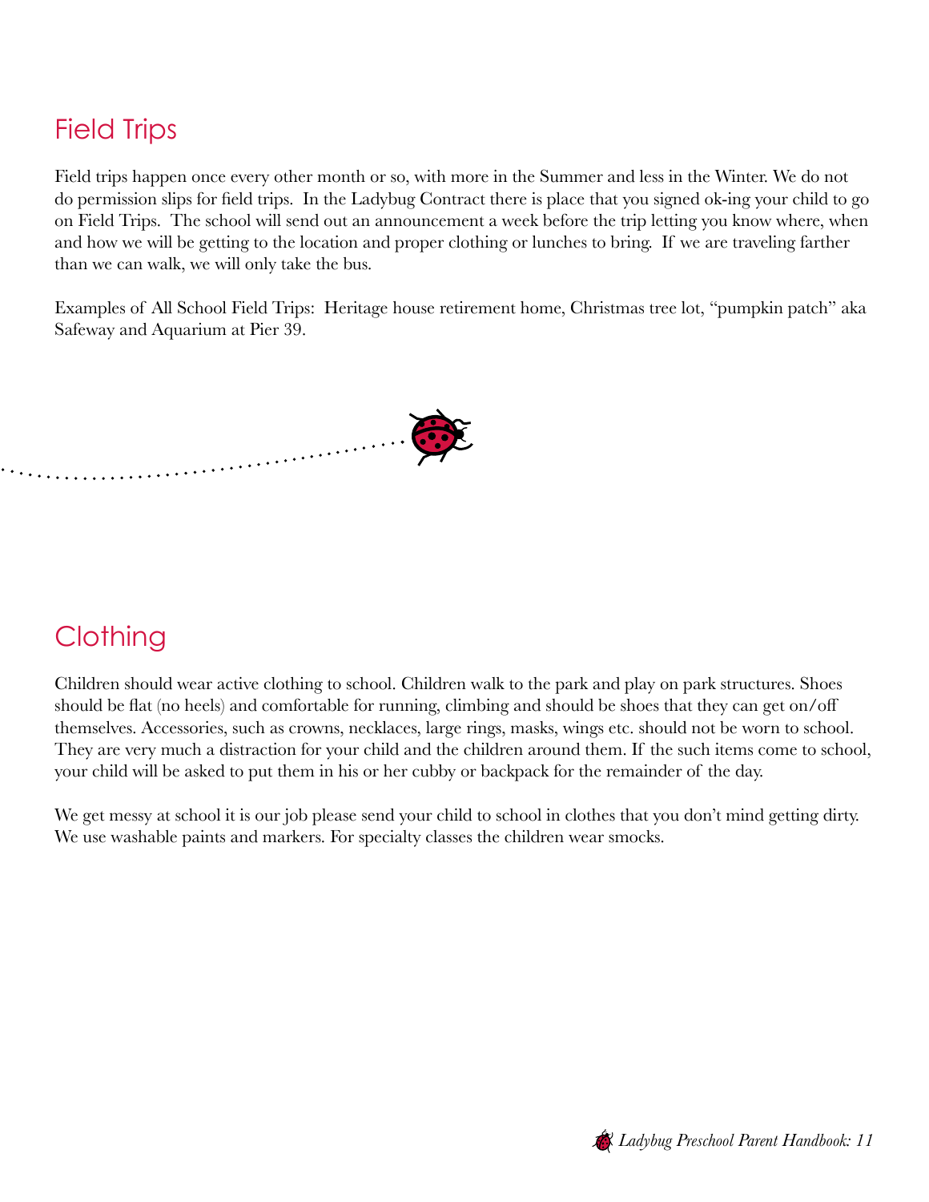## Field Trips

Field trips happen once every other month or so, with more in the Summer and less in the Winter. We do not do permission slips for field trips. In the Ladybug Contract there is place that you signed ok-ing your child to go on Field Trips. The school will send out an announcement a week before the trip letting you know where, when and how we will be getting to the location and proper clothing or lunches to bring. If we are traveling farther than we can walk, we will only take the bus.

Examples of All School Field Trips: Heritage house retirement home, Christmas tree lot, "pumpkin patch" aka Safeway and Aquarium at Pier 39.

## Clothing

Children should wear active clothing to school. Children walk to the park and play on park structures. Shoes should be flat (no heels) and comfortable for running, climbing and should be shoes that they can get on/off themselves. Accessories, such as crowns, necklaces, large rings, masks, wings etc. should not be worn to school. They are very much a distraction for your child and the children around them. If the such items come to school, your child will be asked to put them in his or her cubby or backpack for the remainder of the day.

We get messy at school it is our job please send your child to school in clothes that you don't mind getting dirty. We use washable paints and markers. For specialty classes the children wear smocks.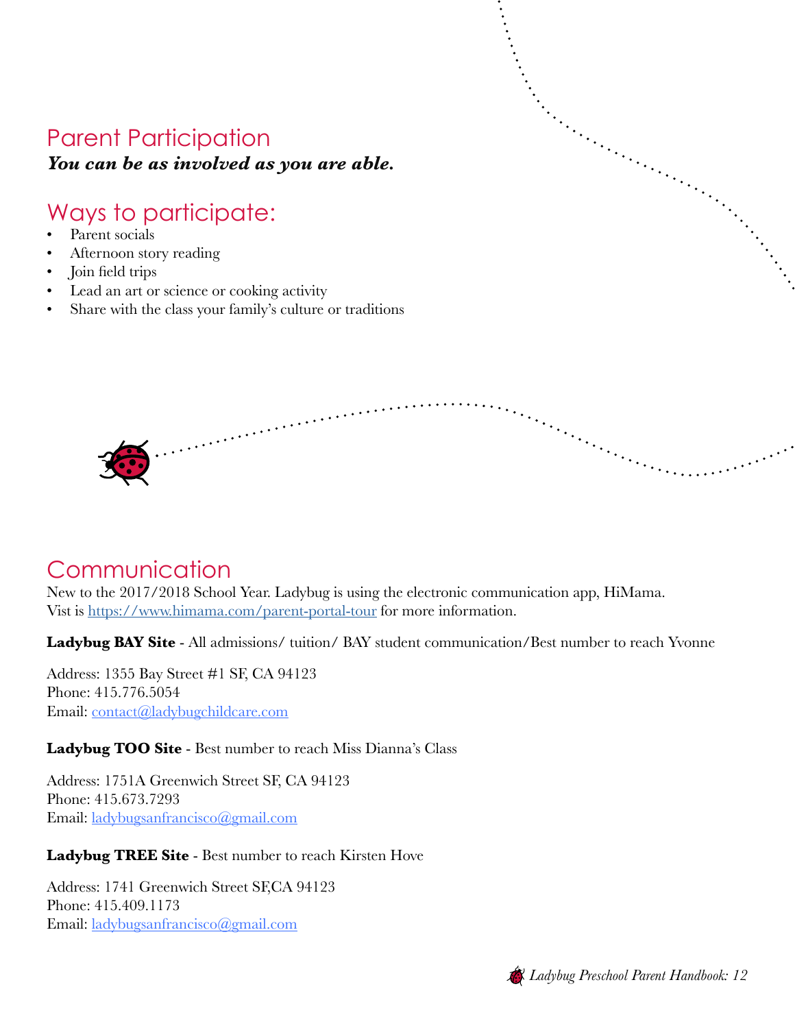## Parent Participation

***You can be as involved as you are able.***

## Ways to participate:

- Parent socials
- Afternoon story reading
- Join field trips
- Lead an art or science or cooking activity
- Share with the class your family's culture or traditions

## Communication

New to the 2017/2018 School Year. Ladybug is using the electronic communication app, HiMama. Vist is [https://www.himama.com/parent-portal-tour](https://www.himama.com/parent-portal-tour) for more information.

**Ladybug BAY Site** - All admissions/ tuition/ BAY student communication/Best number to reach Yvonne

Address: 1355 Bay Street #1 SF, CA 94123
Phone: 415.776.5054
Email: [contact@ladybugchildcare.com](mailto:contact@ladybugchildcare.com)

**Ladybug TOO Site** - Best number to reach Miss Dianna's Class

Address: 1751A Greenwich Street SF, CA 94123
Phone: 415.673.7293
Email: [ladybugsanfrancisco@gmail.com](mailto:ladybugsanfrancisco@gmail.com)

**Ladybug TREE Site** - Best number to reach Kirsten Hove

Address: 1741 Greenwich Street SF,CA 94123
Phone: 415.409.1173
Email: [ladybugsanfrancisco@gmail.com](mailto:ladybugsanfrancisco@gmail.com)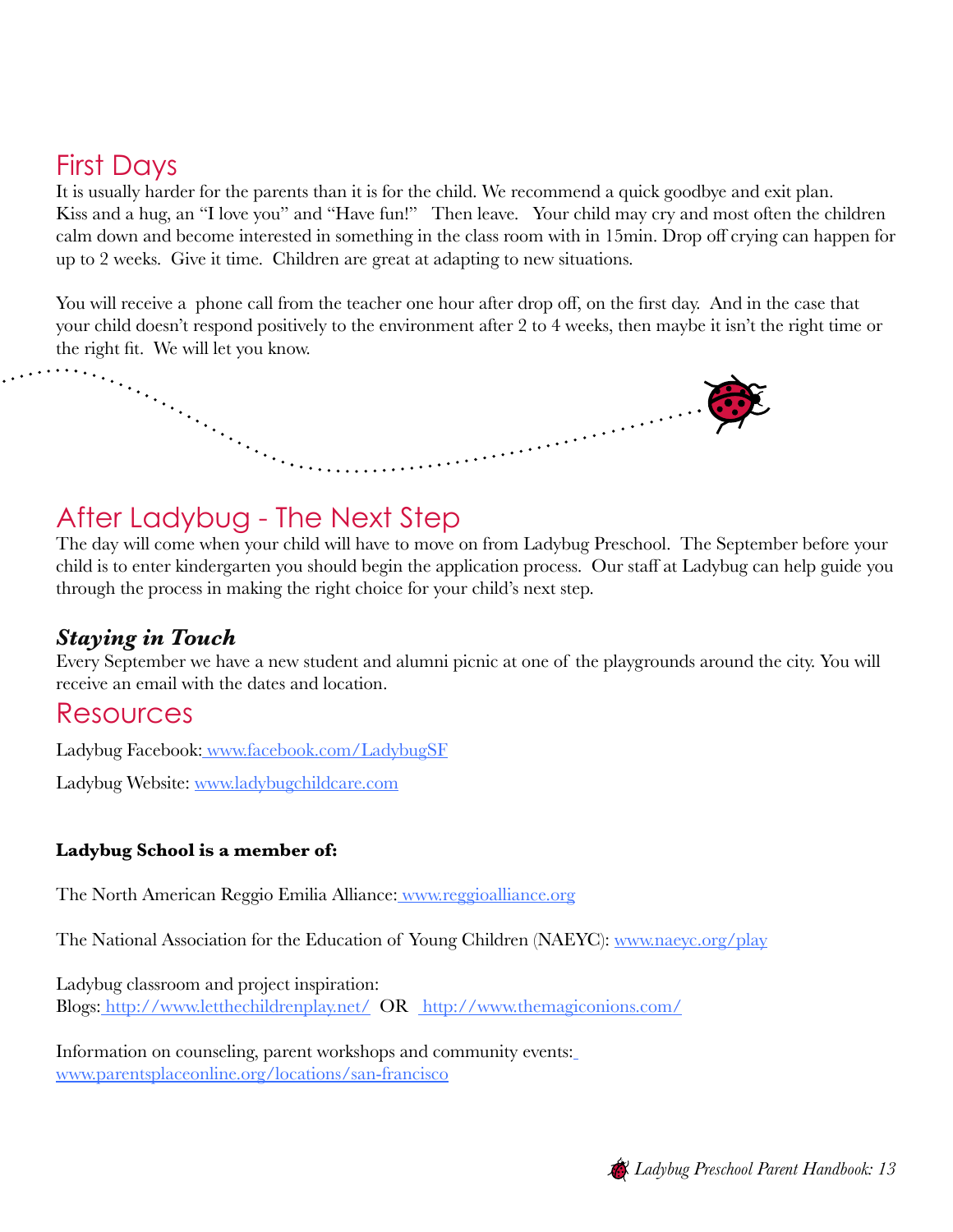## First Days

It is usually harder for the parents than it is for the child. We recommend a quick goodbye and exit plan. Kiss and a hug, an "I love you" and "Have fun!" Then leave. Your child may cry and most often the children calm down and become interested in something in the class room with in 15min. Drop off crying can happen for up to 2 weeks. Give it time. Children are great at adapting to new situations.

You will receive a phone call from the teacher one hour after drop off, on the first day. And in the case that your child doesn't respond positively to the environment after 2 to 4 weeks, then maybe it isn't the right time or the right fit. We will let you know.

## After Ladybug - The Next Step

The day will come when your child will have to move on from Ladybug Preschool. The September before your child is to enter kindergarten you should begin the application process. Our staff at Ladybug can help guide you through the process in making the right choice for your child's next step.

### ***Staying in Touch***

Every September we have a new student and alumni picnic at one of the playgrounds around the city. You will receive an email with the dates and location.

## Resources

Ladybug Facebook: www.facebook.com/LadybugSF

Ladybug Website: www.ladybugchildcare.com

**Ladybug School is a member of:**

The North American Reggio Emilia Alliance: www.reggioalliance.org

The National Association for the Education of Young Children (NAEYC): www.naeyc.org/play

Ladybug classroom and project inspiration:
Blogs: http://www.letthechildrenplay.net/ OR http://www.themagiconions.com/

Information on counseling, parent workshops and community events:
www.parentsplaceonline.org/locations/san-francisco